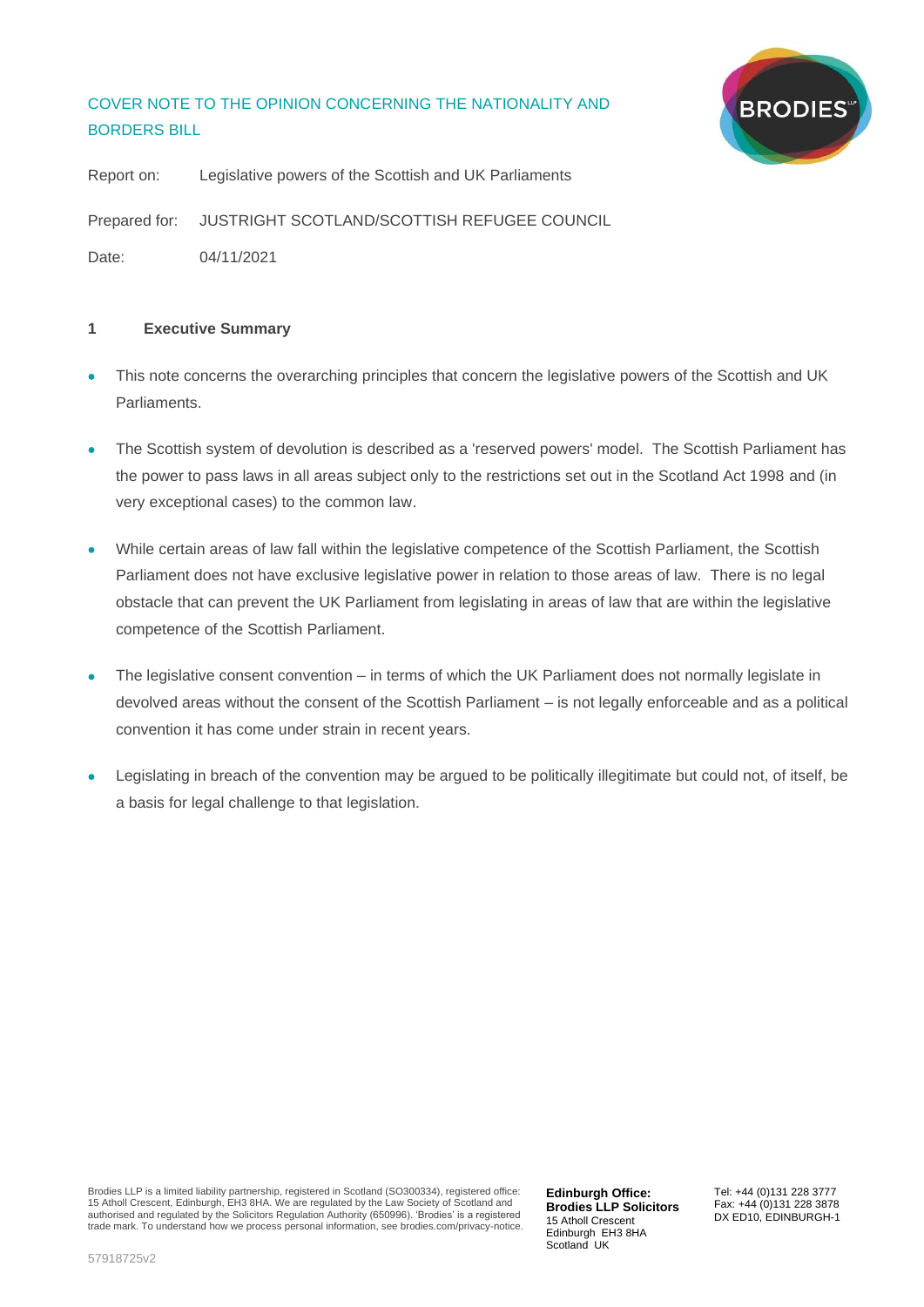# COVER NOTE TO THE OPINION CONCERNING THE NATIONALITY AND BORDERS BILL

Report on: Legislative powers of the Scottish and UK Parliaments

Prepared for: JUSTRIGHT SCOTLAND/SCOTTISH REFUGEE COUNCIL

Date: 04/11/2021

## 1 Executive Summary

- This note concerns the overarching principles that concern the legislative powers of the Scottish and UK Parliaments.
- The Scottish system of devolution is described as a 'reserved powers' model. The Scottish Parliament has the power to pass laws in all areas subject only to the restrictions set out in the Scotland Act 1998 and (in very exceptional cases) to the common law.
- While certain areas of law fall within the legislative competence of the Scottish Parliament, the Scottish Parliament does not have exclusive legislative power in relation to those areas of law. There is no legal obstacle that can prevent the UK Parliament from legislating in areas of law that are within the legislative competence of the Scottish Parliament.
- The legislative consent convention – in terms of which the UK Parliament does not normally legislate in devolved areas without the consent of the Scottish Parliament – is not legally enforceable and as a political convention it has come under strain in recent years.
- Legislating in breach of the convention may be argued to be politically illegitimate but could not, of itself, be a basis for legal challenge to that legislation.

Brodies LLP is a limited liability partnership, registered in Scotland (SO300334), registered office: 15 Atholl Crescent, Edinburgh, EH3 8HA. We are regulated by the Law Society of Scotland and authorised and regulated by the Solicitors Regulation Authority (650996). 'Brodies' is a registered trade mark. To understand how we process personal information, see brodies.com/privacy-notice.

**Edinburgh Office:**
**Brodies LLP Solicitors**
15 Atholl Crescent
Edinburgh EH3 8HA
Scotland UK

Tel: +44 (0)131 228 3777
Fax: +44 (0)131 228 3878
DX ED10, EDINBURGH-1

57918725v2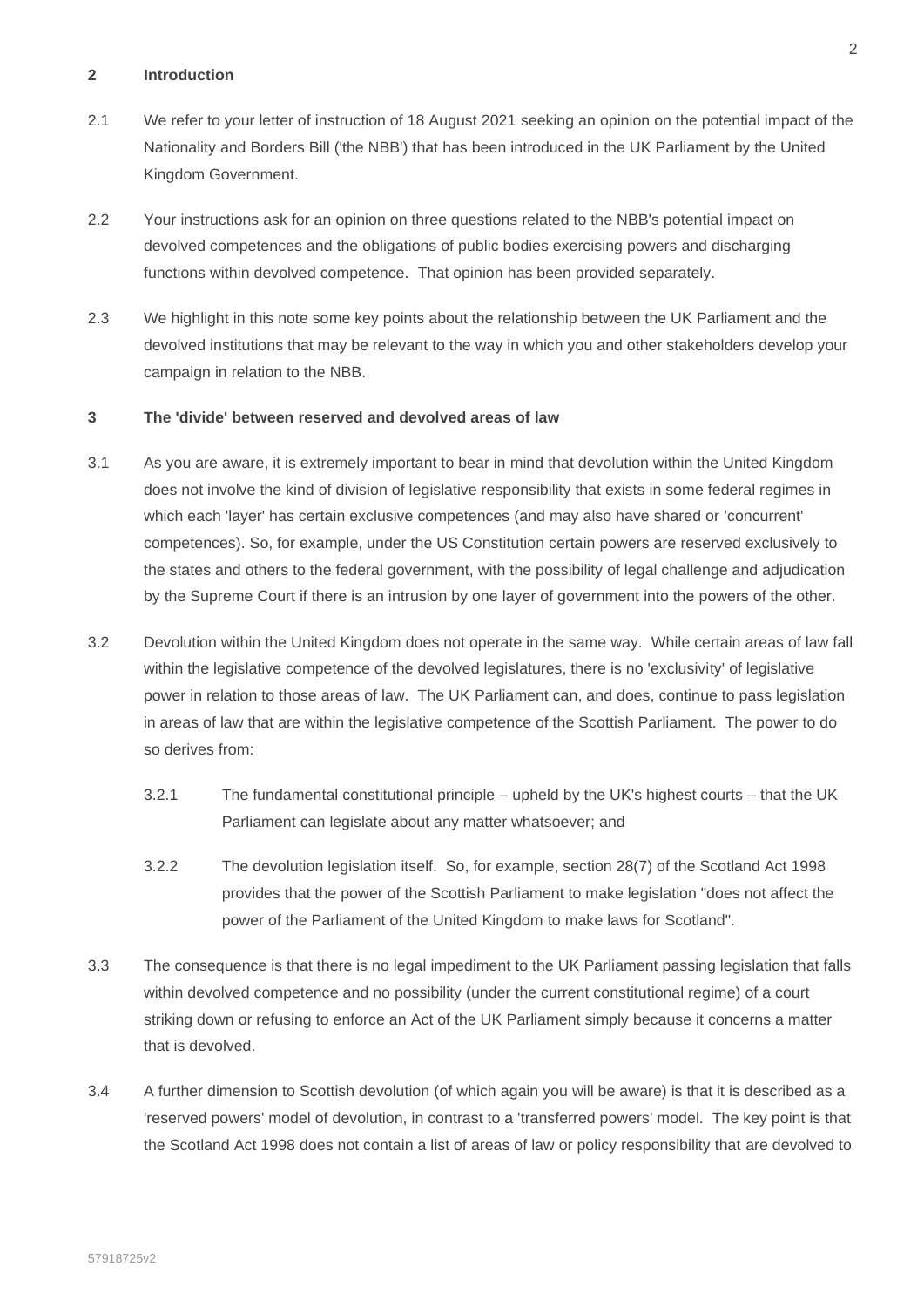## 2 Introduction

2.1 We refer to your letter of instruction of 18 August 2021 seeking an opinion on the potential impact of the Nationality and Borders Bill ('the NBB') that has been introduced in the UK Parliament by the United Kingdom Government.

2.2 Your instructions ask for an opinion on three questions related to the NBB's potential impact on devolved competences and the obligations of public bodies exercising powers and discharging functions within devolved competence. That opinion has been provided separately.

2.3 We highlight in this note some key points about the relationship between the UK Parliament and the devolved institutions that may be relevant to the way in which you and other stakeholders develop your campaign in relation to the NBB.

## 3 The 'divide' between reserved and devolved areas of law

3.1 As you are aware, it is extremely important to bear in mind that devolution within the United Kingdom does not involve the kind of division of legislative responsibility that exists in some federal regimes in which each 'layer' has certain exclusive competences (and may also have shared or 'concurrent' competences). So, for example, under the US Constitution certain powers are reserved exclusively to the states and others to the federal government, with the possibility of legal challenge and adjudication by the Supreme Court if there is an intrusion by one layer of government into the powers of the other.

3.2 Devolution within the United Kingdom does not operate in the same way. While certain areas of law fall within the legislative competence of the devolved legislatures, there is no 'exclusivity' of legislative power in relation to those areas of law. The UK Parliament can, and does, continue to pass legislation in areas of law that are within the legislative competence of the Scottish Parliament. The power to do so derives from:

3.2.1 The fundamental constitutional principle – upheld by the UK's highest courts – that the UK Parliament can legislate about any matter whatsoever; and

3.2.2 The devolution legislation itself. So, for example, section 28(7) of the Scotland Act 1998 provides that the power of the Scottish Parliament to make legislation "does not affect the power of the Parliament of the United Kingdom to make laws for Scotland".

3.3 The consequence is that there is no legal impediment to the UK Parliament passing legislation that falls within devolved competence and no possibility (under the current constitutional regime) of a court striking down or refusing to enforce an Act of the UK Parliament simply because it concerns a matter that is devolved.

3.4 A further dimension to Scottish devolution (of which again you will be aware) is that it is described as a 'reserved powers' model of devolution, in contrast to a 'transferred powers' model. The key point is that the Scotland Act 1998 does not contain a list of areas of law or policy responsibility that are devolved to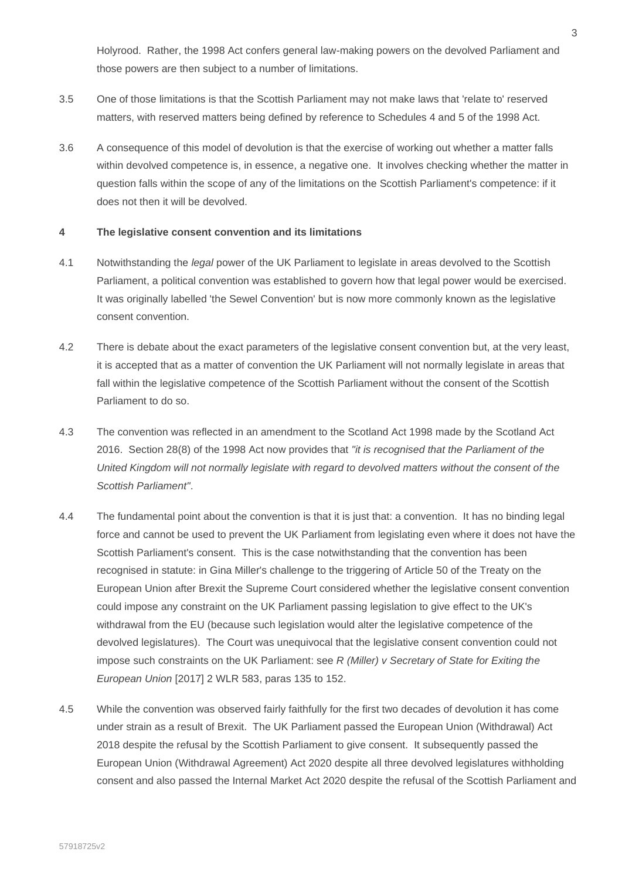Holyrood. Rather, the 1998 Act confers general law-making powers on the devolved Parliament and those powers are then subject to a number of limitations.

3.5 One of those limitations is that the Scottish Parliament may not make laws that 'relate to' reserved matters, with reserved matters being defined by reference to Schedules 4 and 5 of the 1998 Act.

3.6 A consequence of this model of devolution is that the exercise of working out whether a matter falls within devolved competence is, in essence, a negative one. It involves checking whether the matter in question falls within the scope of any of the limitations on the Scottish Parliament's competence: if it does not then it will be devolved.

## 4 The legislative consent convention and its limitations

4.1 Notwithstanding the *legal* power of the UK Parliament to legislate in areas devolved to the Scottish Parliament, a political convention was established to govern how that legal power would be exercised. It was originally labelled 'the Sewel Convention' but is now more commonly known as the legislative consent convention.

4.2 There is debate about the exact parameters of the legislative consent convention but, at the very least, it is accepted that as a matter of convention the UK Parliament will not normally legislate in areas that fall within the legislative competence of the Scottish Parliament without the consent of the Scottish Parliament to do so.

4.3 The convention was reflected in an amendment to the Scotland Act 1998 made by the Scotland Act 2016. Section 28(8) of the 1998 Act now provides that *"it is recognised that the Parliament of the United Kingdom will not normally legislate with regard to devolved matters without the consent of the Scottish Parliament"*.

4.4 The fundamental point about the convention is that it is just that: a convention. It has no binding legal force and cannot be used to prevent the UK Parliament from legislating even where it does not have the Scottish Parliament's consent. This is the case notwithstanding that the convention has been recognised in statute: in Gina Miller's challenge to the triggering of Article 50 of the Treaty on the European Union after Brexit the Supreme Court considered whether the legislative consent convention could impose any constraint on the UK Parliament passing legislation to give effect to the UK's withdrawal from the EU (because such legislation would alter the legislative competence of the devolved legislatures). The Court was unequivocal that the legislative consent convention could not impose such constraints on the UK Parliament: see *R (Miller) v Secretary of State for Exiting the European Union* [2017] 2 WLR 583, paras 135 to 152.

4.5 While the convention was observed fairly faithfully for the first two decades of devolution it has come under strain as a result of Brexit. The UK Parliament passed the European Union (Withdrawal) Act 2018 despite the refusal by the Scottish Parliament to give consent. It subsequently passed the European Union (Withdrawal Agreement) Act 2020 despite all three devolved legislatures withholding consent and also passed the Internal Market Act 2020 despite the refusal of the Scottish Parliament and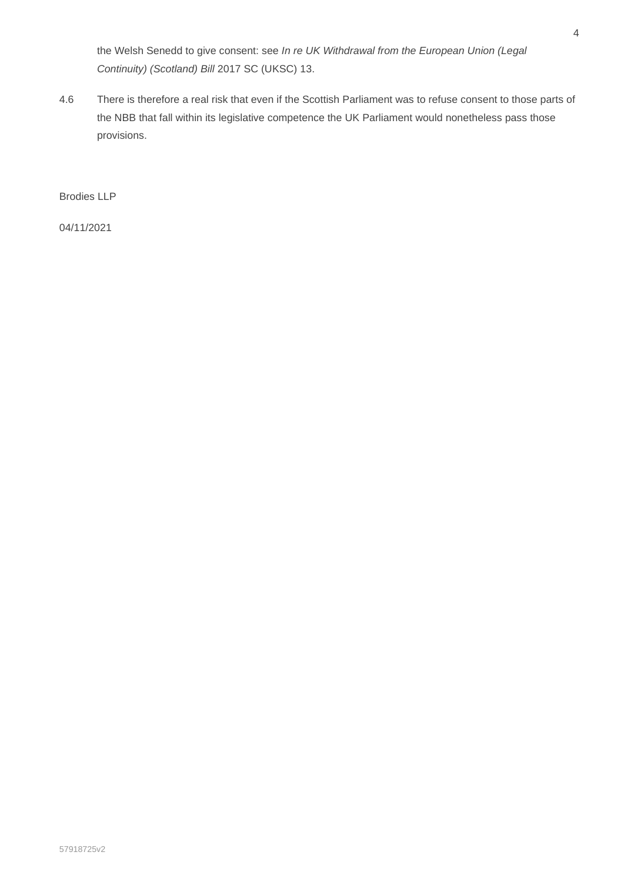the Welsh Senedd to give consent: see *In re UK Withdrawal from the European Union (Legal Continuity) (Scotland) Bill* 2017 SC (UKSC) 13.

4.6 There is therefore a real risk that even if the Scottish Parliament was to refuse consent to those parts of the NBB that fall within its legislative competence the UK Parliament would nonetheless pass those provisions.

Brodies LLP

04/11/2021